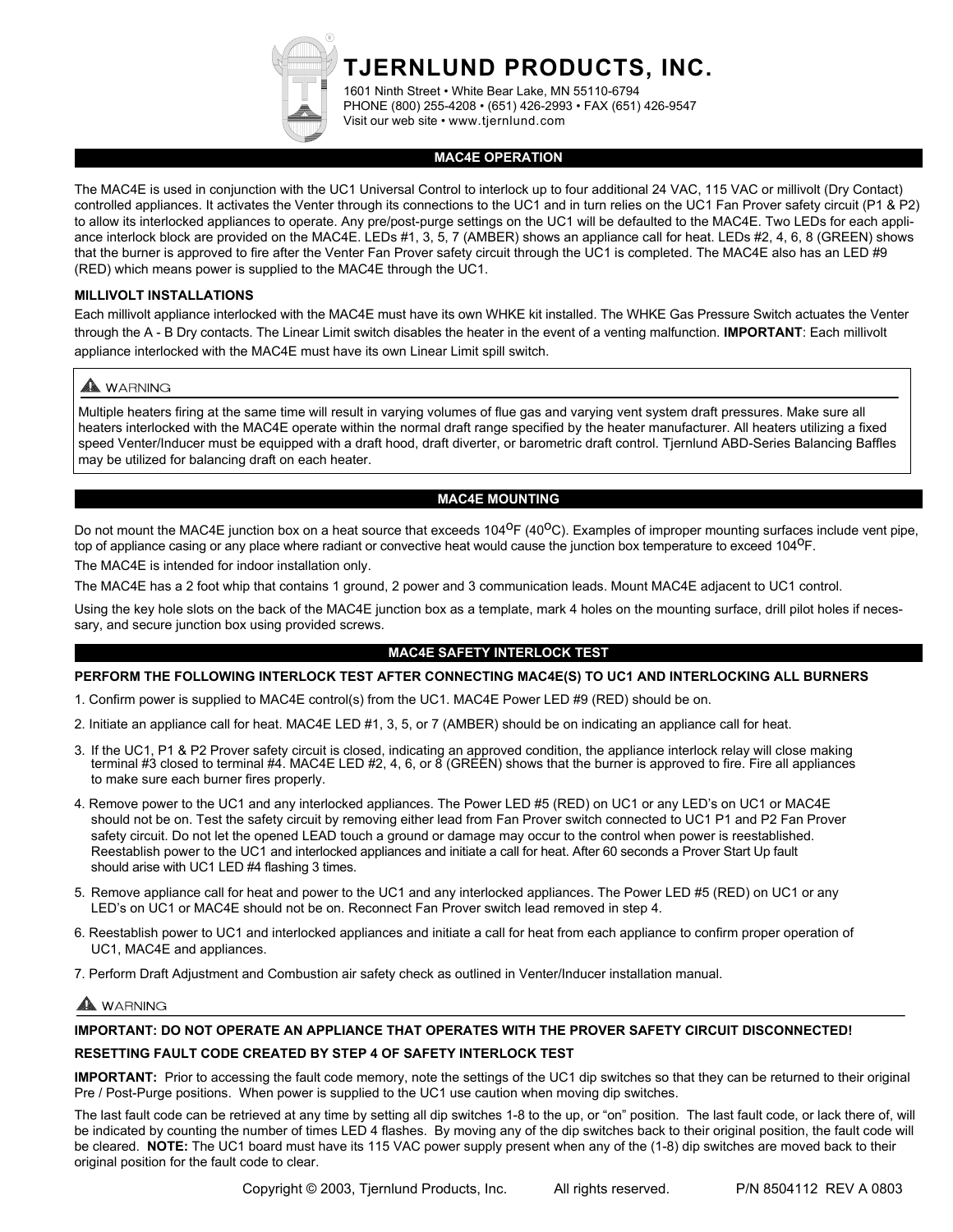# TJERNLUND PRODUCTS, INC.

1601 Ninth Street • White Bear Lake, MN 55110-6794
PHONE (800) 255-4208 • (651) 426-2993 • FAX (651) 426-9547
Visit our web site • www.tjernlund.com

## MAC4E OPERATION

The MAC4E is used in conjunction with the UC1 Universal Control to interlock up to four additional 24 VAC, 115 VAC or millivolt (Dry Contact) controlled appliances. It activates the Venter through its connections to the UC1 and in turn relies on the UC1 Fan Prover safety circuit (P1 & P2) to allow its interlocked appliances to operate. Any pre/post-purge settings on the UC1 will be defaulted to the MAC4E. Two LEDs for each appliance interlock block are provided on the MAC4E. LEDs #1, 3, 5, 7 (AMBER) shows an appliance call for heat. LEDs #2, 4, 6, 8 (GREEN) shows that the burner is approved to fire after the Venter Fan Prover safety circuit through the UC1 is completed. The MAC4E also has an LED #9 (RED) which means power is supplied to the MAC4E through the UC1.

**MILLIVOLT INSTALLATIONS**

Each millivolt appliance interlocked with the MAC4E must have its own WHKE kit installed. The WHKE Gas Pressure Switch actuates the Venter through the A - B Dry contacts. The Linear Limit switch disables the heater in the event of a venting malfunction. **IMPORTANT**: Each millivolt appliance interlocked with the MAC4E must have its own Linear Limit spill switch.

> ⚠ WARNING
>
> Multiple heaters firing at the same time will result in varying volumes of flue gas and varying vent system draft pressures. Make sure all heaters interlocked with the MAC4E operate within the normal draft range specified by the heater manufacturer. All heaters utilizing a fixed speed Venter/Inducer must be equipped with a draft hood, draft diverter, or barometric draft control. Tjernlund ABD-Series Balancing Baffles may be utilized for balancing draft on each heater.

## MAC4E MOUNTING

Do not mount the MAC4E junction box on a heat source that exceeds 104$^{o}$F (40$^{o}$C). Examples of improper mounting surfaces include vent pipe, top of appliance casing or any place where radiant or convective heat would cause the junction box temperature to exceed 104$^{o}$F.

The MAC4E is intended for indoor installation only.

The MAC4E has a 2 foot whip that contains 1 ground, 2 power and 3 communication leads. Mount MAC4E adjacent to UC1 control.

Using the key hole slots on the back of the MAC4E junction box as a template, mark 4 holes on the mounting surface, drill pilot holes if necessary, and secure junction box using provided screws.

## MAC4E SAFETY INTERLOCK TEST

**PERFORM THE FOLLOWING INTERLOCK TEST AFTER CONNECTING MAC4E(S) TO UC1 AND INTERLOCKING ALL BURNERS**

1. Confirm power is supplied to MAC4E control(s) from the UC1. MAC4E Power LED #9 (RED) should be on.
2. Initiate an appliance call for heat. MAC4E LED #1, 3, 5, or 7 (AMBER) should be on indicating an appliance call for heat.
3. If the UC1, P1 & P2 Prover safety circuit is closed, indicating an approved condition, the appliance interlock relay will close making terminal #3 closed to terminal #4. MAC4E LED #2, 4, 6, or 8 (GREEN) shows that the burner is approved to fire. Fire all appliances to make sure each burner fires properly.
4. Remove power to the UC1 and any interlocked appliances. The Power LED #5 (RED) on UC1 or any LED's on UC1 or MAC4E should not be on. Test the safety circuit by removing either lead from Fan Prover switch connected to UC1 P1 and P2 Fan Prover safety circuit. Do not let the opened LEAD touch a ground or damage may occur to the control when power is reestablished. Reestablish power to the UC1 and interlocked appliances and initiate a call for heat. After 60 seconds a Prover Start Up fault should arise with UC1 LED #4 flashing 3 times.
5. Remove appliance call for heat and power to the UC1 and any interlocked appliances. The Power LED #5 (RED) on UC1 or any LED's on UC1 or MAC4E should not be on. Reconnect Fan Prover switch lead removed in step 4.
6. Reestablish power to UC1 and interlocked appliances and initiate a call for heat from each appliance to confirm proper operation of UC1, MAC4E and appliances.
7. Perform Draft Adjustment and Combustion air safety check as outlined in Venter/Inducer installation manual.

⚠ WARNING

**IMPORTANT: DO NOT OPERATE AN APPLIANCE THAT OPERATES WITH THE PROVER SAFETY CIRCUIT DISCONNECTED!**

**RESETTING FAULT CODE CREATED BY STEP 4 OF SAFETY INTERLOCK TEST**

**IMPORTANT:** Prior to accessing the fault code memory, note the settings of the UC1 dip switches so that they can be returned to their original Pre / Post-Purge positions. When power is supplied to the UC1 use caution when moving dip switches.

The last fault code can be retrieved at any time by setting all dip switches 1-8 to the up, or "on" position. The last fault code, or lack there of, will be indicated by counting the number of times LED 4 flashes. By moving any of the dip switches back to their original position, the fault code will be cleared. **NOTE:** The UC1 board must have its 115 VAC power supply present when any of the (1-8) dip switches are moved back to their original position for the fault code to clear.

Copyright © 2003, Tjernlund Products, Inc. All rights reserved. P/N 8504112 REV A 0803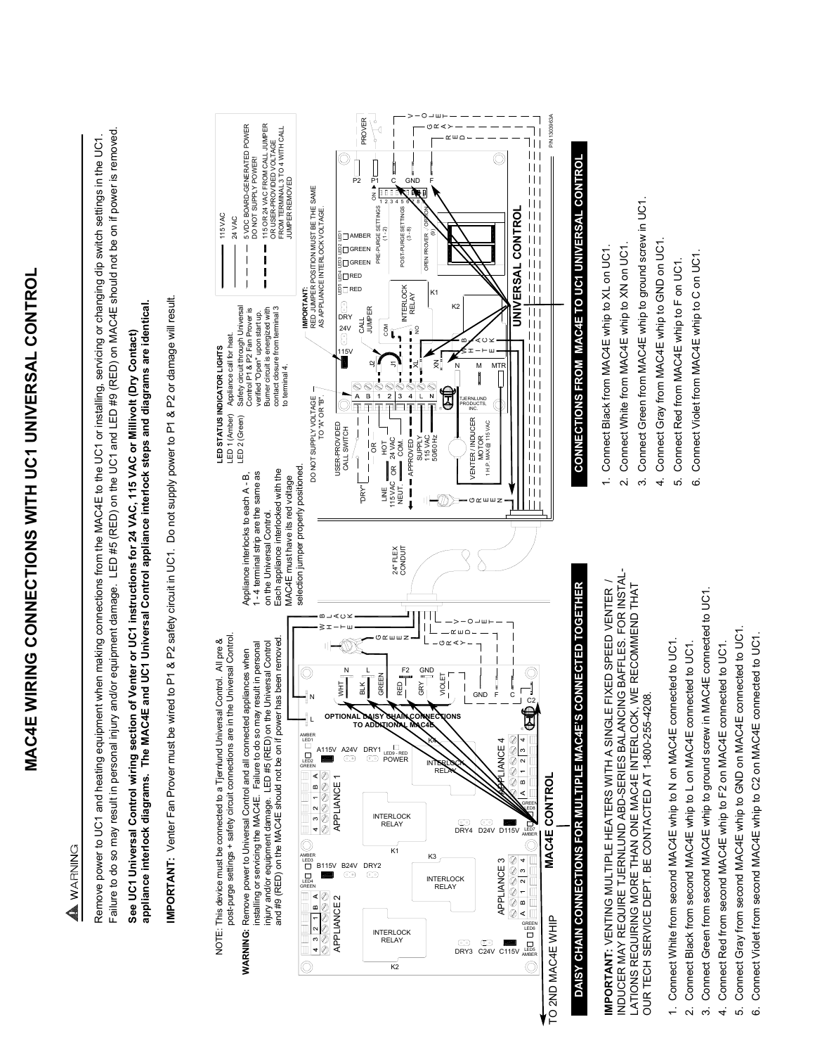# MAC4E WIRING CONNECTIONS WITH UC1 UNIVERSAL CONTROL

⚠ WARNING

Remove power to UC1 and heating equipment when making connections from the MAC4E to the UC1 or installing, servicing or changing dip switch settings in the UC1. Failure to do so may result in personal injury and/or equipment damage. LED #5 (RED) on the UC1 and LED #9 (RED) on MAC4E should not be on if power is removed.

**See UC1 Universal Control wiring section of Venter or UC1 instructions for 24 VAC, 115 VAC or Millivolt (Dry Contact) appliance interlock diagrams. The MAC4E and UC1 Universal Control appliance interlock steps and diagrams are identical.**

**IMPORTANT:** Venter Fan Prover must be wired to P1 & P2 safety circuit in UC1. Do not supply power to P1 & P2 or damage will result.

NOTE: This device must be connected to a Tjernlund Universal Control. All pre & post-purge settings + safety circuit connections are in the Universal Control.

**WARNING:** Remove power to Universal Control and all connected appliances when installing or servicing the MAC4E. Failure to do so may result in personal injury and/or equipment damage. LED #5 (RED) on the Universal Control and #9 (RED) on the MAC4E should not be on if power has been removed.

Appliance interlocks to each A - B, 1 - 4 terminal strip are the same as on the Universal Control. Each appliance interlocked with the MAC4E must have its red voltage selection jumper properly positioned.

LED STATUS INDICATOR LIGHTS
LED 1 (Amber) Appliance call for heat.
LED 2 (Green) Safety circuit through Universal Control P1 & P2 Fan Prover is verified "Open" upon start up. Burner circuit is energized with contact closure from terminal 3 to terminal 4.

115 VAC
24 VAC
5 VDC BOARD-GENERATED POWER DO NOT SUPPLY POWER!
115 OR 24 VAC FROM CALL JUMPER OR USER-PROVIDED VOLTAGE FROM TERMINAL 3 TO 4 WITH CALL JUMPER REMOVED

IMPORTANT: RED JUMPER POSITION MUST BE THE SAME AS APPLIANCE INTERLOCK VOLTAGE.

DO NOT SUPPLY VOLTAGE TO "A" OR "B".

MAC4E CONTROL

UNIVERSAL CONTROL

TO 2ND MAC4E WHIP

24" FLEX CONDUIT

OPTIONAL DAISY CHAIN CONNECTIONS TO ADDITIONAL MAC4E

P/N 1303963A

## CONNECTIONS FROM MAC4E TO UC1 UNIVERSAL CONTROL

1. Connect Black from MAC4E whip to XL on UC1.
2. Connect White from MAC4E whip to XN on UC1.
3. Connect Green from MAC4E whip to ground screw in UC1.
4. Connect Gray from MAC4E whip to GND on UC1.
5. Connect Red from MAC4E whip to F on UC1.
6. Connect Violet from MAC4E whip to C on UC1.

## DAISY CHAIN CONNECTIONS FOR MULTIPLE MAC4E'S CONNECTED TOGETHER

**IMPORTANT:** VENTING MULTIPLE HEATERS WITH A SINGLE FIXED SPEED VENTER / INDUCER MAY REQUIRE TJERNLUND ABD-SERIES BALANCING BAFFLES. FOR INSTALLATIONS REQUIRING MORE THAN ONE MAC4E INTERLOCK, WE RECOMMEND THAT OUR TECH SERVICE DEPT. BE CONTACTED AT 1-800-255-4208.

1. Connect White from second MAC4E whip to N on MAC4E connected to UC1.
2. Connect Black from second MAC4E whip to L on MAC4E connected to UC1.
3. Connect Green from second MAC4E whip to ground screw in MAC4E connected to UC1.
4. Connect Red from second MAC4E whip to F2 on MAC4E connected to UC1.
5. Connect Gray from second MAC4E whip to GND on MAC4E connected to UC1.
6. Connect Violet from second MAC4E whip to C2 on MAC4E connected to UC1.